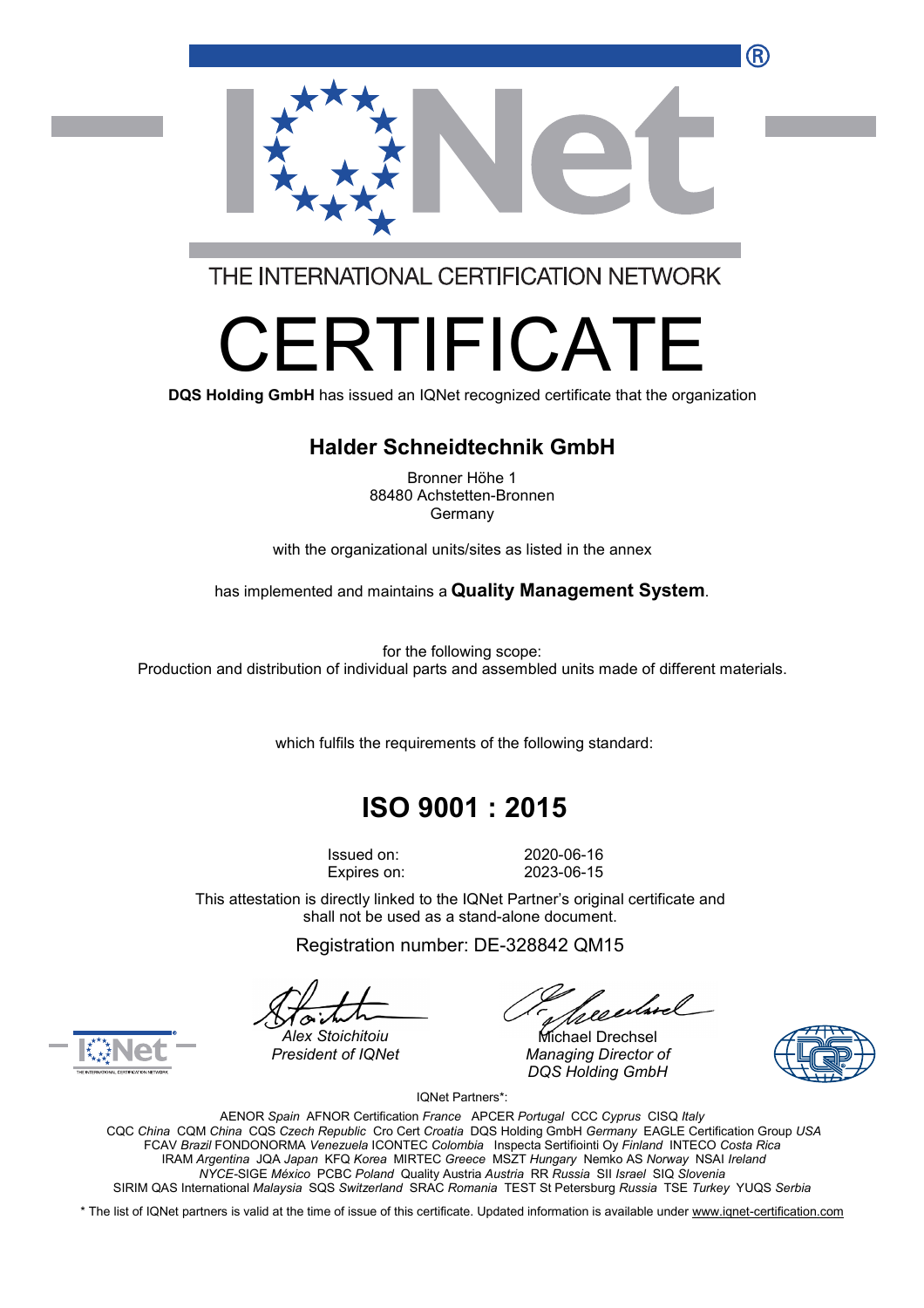THE INTERNATIONAL CERTIFICATION NETWORK

# CERTIFICATE

**DQS Holding GmbH** has issued an IQNet recognized certificate that the organization

## Halder Schneidtechnik GmbH

Bronner Höhe 1
88480 Achstetten-Bronnen
Germany

with the organizational units/sites as listed in the annex

has implemented and maintains a **Quality Management System**.

for the following scope:
Production and distribution of individual parts and assembled units made of different materials.

which fulfils the requirements of the following standard:

## ISO 9001 : 2015

Issued on: 2020-06-16
Expires on: 2023-06-15

This attestation is directly linked to the IQNet Partner's original certificate and shall not be used as a stand-alone document.

Registration number: DE-328842 QM15

*Alex Stoichitoiu*
*President of IQNet*

Michael Drechsel
*Managing Director of DQS Holding GmbH*

IQNet Partners*:

AENOR *Spain* AFNOR Certification *France* APCER *Portugal* CCC *Cyprus* CISQ *Italy*
CQC *China* CQM *China* CQS *Czech Republic* Cro Cert *Croatia* DQS Holding GmbH *Germany* EAGLE Certification Group *USA*
FCAV *Brazil* FONDONORMA *Venezuela* ICONTEC *Colombia* Inspecta Sertifiointi Oy *Finland* INTECO *Costa Rica*
IRAM *Argentina* JQA *Japan* KFQ *Korea* MIRTEC *Greece* MSZT *Hungary* Nemko AS *Norway* NSAI *Ireland*
*NYCE*-SIGE *México* PCBC *Poland* Quality Austria *Austria* RR *Russia* SII *Israel* SIQ *Slovenia*
SIRIM QAS International *Malaysia* SQS *Switzerland* SRAC *Romania* TEST St Petersburg *Russia* TSE *Turkey* YUQS *Serbia*

* The list of IQNet partners is valid at the time of issue of this certificate. Updated information is available under www.iqnet-certification.com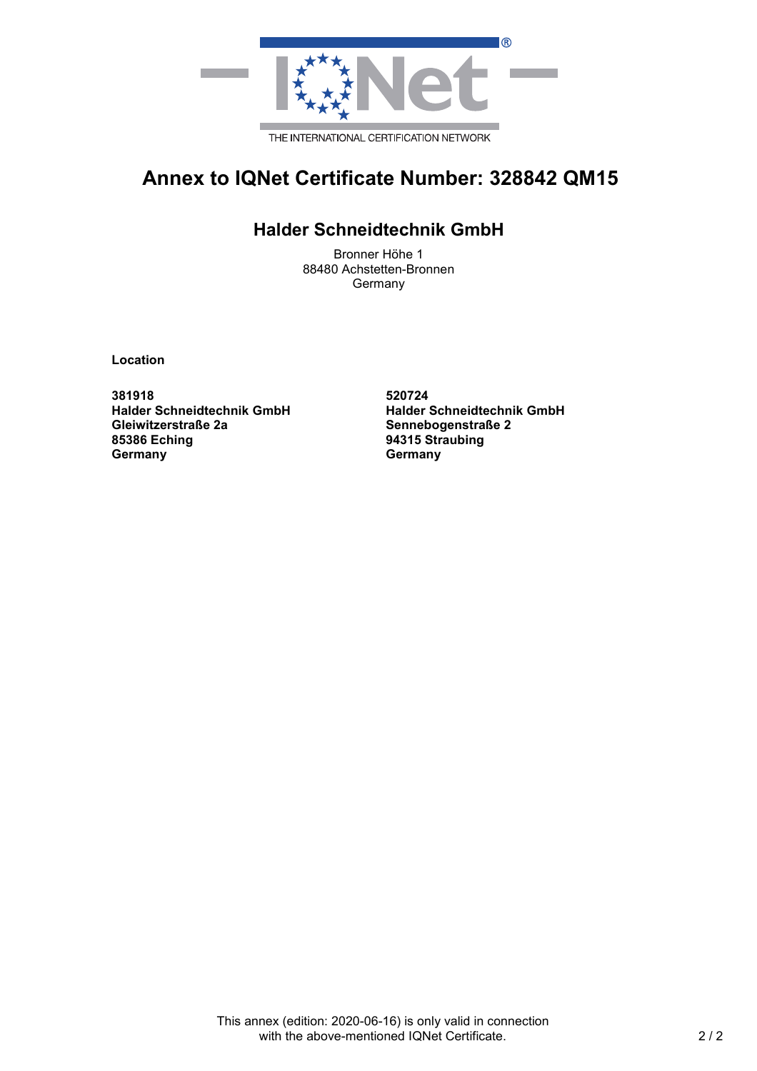THE INTERNATIONAL CERTIFICATION NETWORK

# Annex to IQNet Certificate Number: 328842 QM15

## Halder Schneidtechnik GmbH

Bronner Höhe 1
88480 Achstetten-Bronnen
Germany

**Location**

**381918**
**Halder Schneidtechnik GmbH**
**Gleiwitzerstraße 2a**
**85386 Eching**
**Germany**

**520724**
**Halder Schneidtechnik GmbH**
**Sennebogenstraße 2**
**94315 Straubing**
**Germany**

This annex (edition: 2020-06-16) is only valid in connection with the above-mentioned IQNet Certificate.